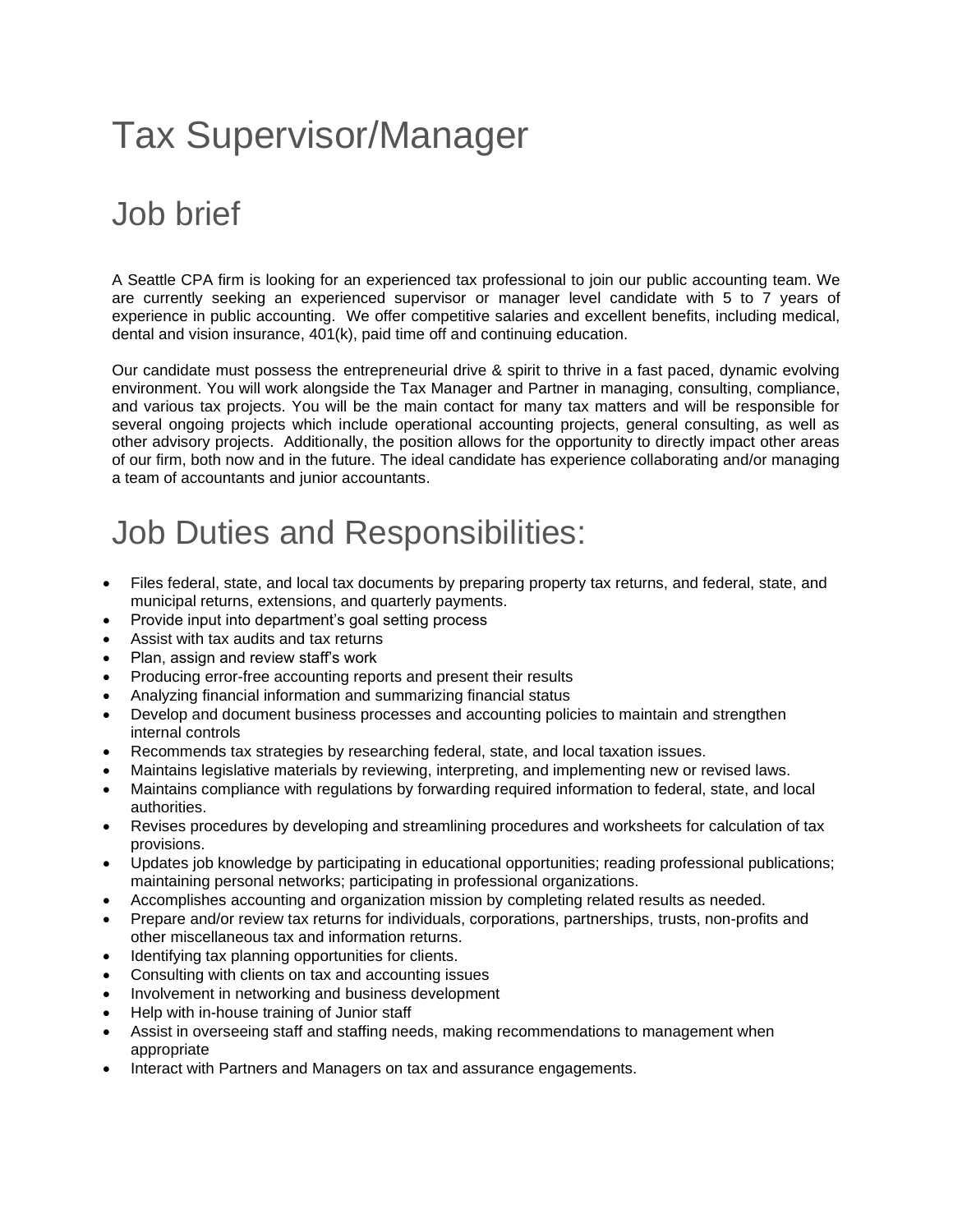# Tax Supervisor/Manager

## Job brief

A Seattle CPA firm is looking for an experienced tax professional to join our public accounting team. We are currently seeking an experienced supervisor or manager level candidate with 5 to 7 years of experience in public accounting. We offer competitive salaries and excellent benefits, including medical, dental and vision insurance, 401(k), paid time off and continuing education.

Our candidate must possess the entrepreneurial drive & spirit to thrive in a fast paced, dynamic evolving environment. You will work alongside the Tax Manager and Partner in managing, consulting, compliance, and various tax projects. You will be the main contact for many tax matters and will be responsible for several ongoing projects which include operational accounting projects, general consulting, as well as other advisory projects. Additionally, the position allows for the opportunity to directly impact other areas of our firm, both now and in the future. The ideal candidate has experience collaborating and/or managing a team of accountants and junior accountants.

## Job Duties and Responsibilities:

- Files federal, state, and local tax documents by preparing property tax returns, and federal, state, and municipal returns, extensions, and quarterly payments.
- Provide input into department's goal setting process
- Assist with tax audits and tax returns
- Plan, assign and review staff's work
- Producing error-free accounting reports and present their results
- Analyzing financial information and summarizing financial status
- Develop and document business processes and accounting policies to maintain and strengthen internal controls
- Recommends tax strategies by researching federal, state, and local taxation issues.
- Maintains legislative materials by reviewing, interpreting, and implementing new or revised laws.
- Maintains compliance with regulations by forwarding required information to federal, state, and local authorities.
- Revises procedures by developing and streamlining procedures and worksheets for calculation of tax provisions.
- Updates job knowledge by participating in educational opportunities; reading professional publications; maintaining personal networks; participating in professional organizations.
- Accomplishes accounting and organization mission by completing related results as needed.
- Prepare and/or review tax returns for individuals, corporations, partnerships, trusts, non-profits and other miscellaneous tax and information returns.
- Identifying tax planning opportunities for clients.
- Consulting with clients on tax and accounting issues
- Involvement in networking and business development
- Help with in-house training of Junior staff
- Assist in overseeing staff and staffing needs, making recommendations to management when appropriate
- Interact with Partners and Managers on tax and assurance engagements.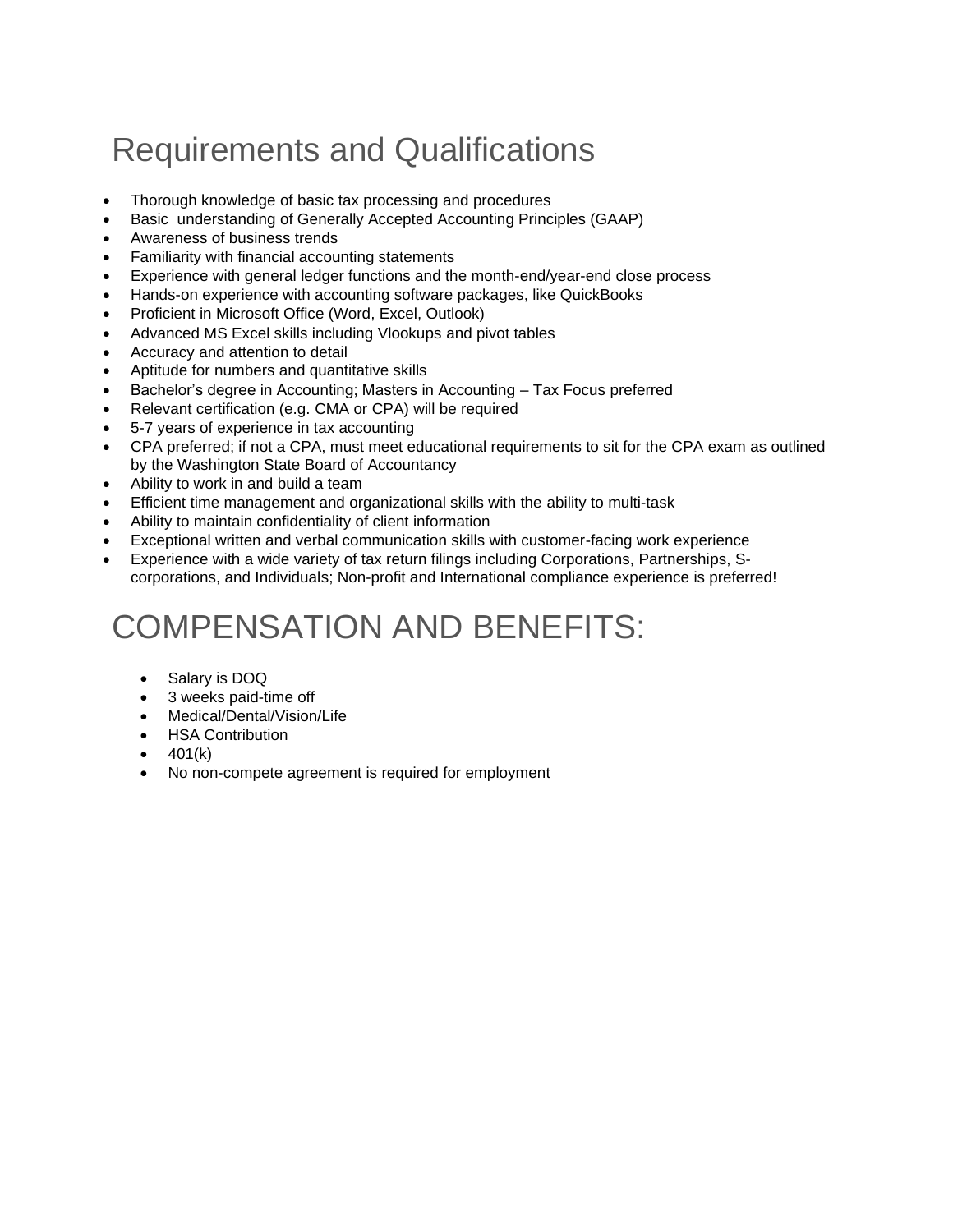## Requirements and Qualifications

- Thorough knowledge of basic tax processing and procedures
- Basic understanding of Generally Accepted Accounting Principles (GAAP)
- Awareness of business trends
- Familiarity with financial accounting statements
- Experience with general ledger functions and the month-end/year-end close process
- Hands-on experience with accounting software packages, like QuickBooks
- Proficient in Microsoft Office (Word, Excel, Outlook)
- Advanced MS Excel skills including Vlookups and pivot tables
- Accuracy and attention to detail
- Aptitude for numbers and quantitative skills
- Bachelor's degree in Accounting; Masters in Accounting – Tax Focus preferred
- Relevant certification (e.g. CMA or CPA) will be required
- 5-7 years of experience in tax accounting
- CPA preferred; if not a CPA, must meet educational requirements to sit for the CPA exam as outlined by the Washington State Board of Accountancy
- Ability to work in and build a team
- Efficient time management and organizational skills with the ability to multi-task
- Ability to maintain confidentiality of client information
- Exceptional written and verbal communication skills with customer-facing work experience
- Experience with a wide variety of tax return filings including Corporations, Partnerships, S-corporations, and Individuals; Non-profit and International compliance experience is preferred!

## COMPENSATION AND BENEFITS:

- Salary is DOQ
- 3 weeks paid-time off
- Medical/Dental/Vision/Life
- HSA Contribution
- 401(k)
- No non-compete agreement is required for employment